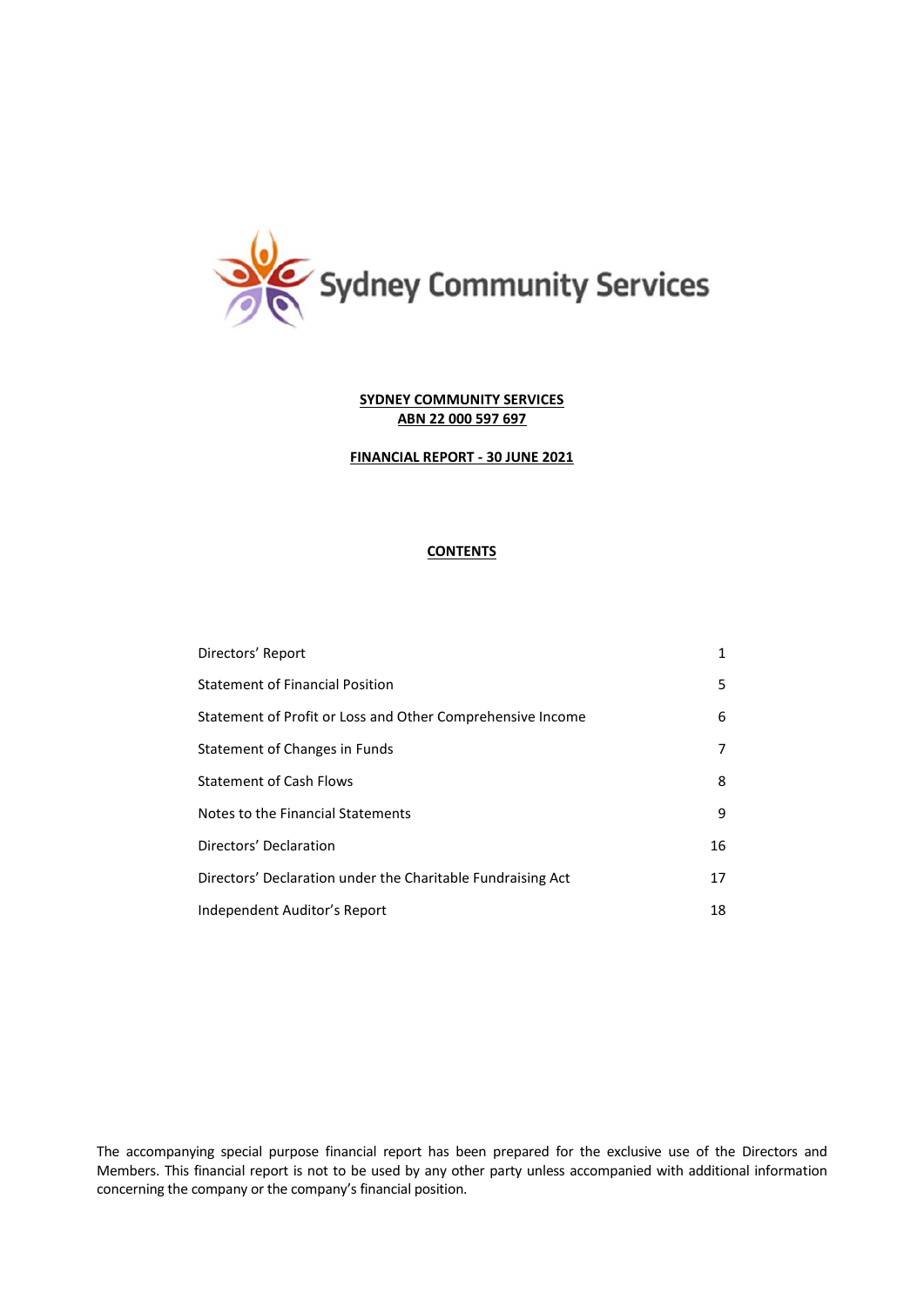Sydney Community Services

**SYDNEY COMMUNITY SERVICES**
**ABN 22 000 597 697**

**FINANCIAL REPORT - 30 JUNE 2021**

**CONTENTS**

| | |
|---|---|
| Directors' Report | 1 |
| Statement of Financial Position | 5 |
| Statement of Profit or Loss and Other Comprehensive Income | 6 |
| Statement of Changes in Funds | 7 |
| Statement of Cash Flows | 8 |
| Notes to the Financial Statements | 9 |
| Directors' Declaration | 16 |
| Directors' Declaration under the Charitable Fundraising Act | 17 |
| Independent Auditor's Report | 18 |

The accompanying special purpose financial report has been prepared for the exclusive use of the Directors and Members. This financial report is not to be used by any other party unless accompanied with additional information concerning the company or the company's financial position.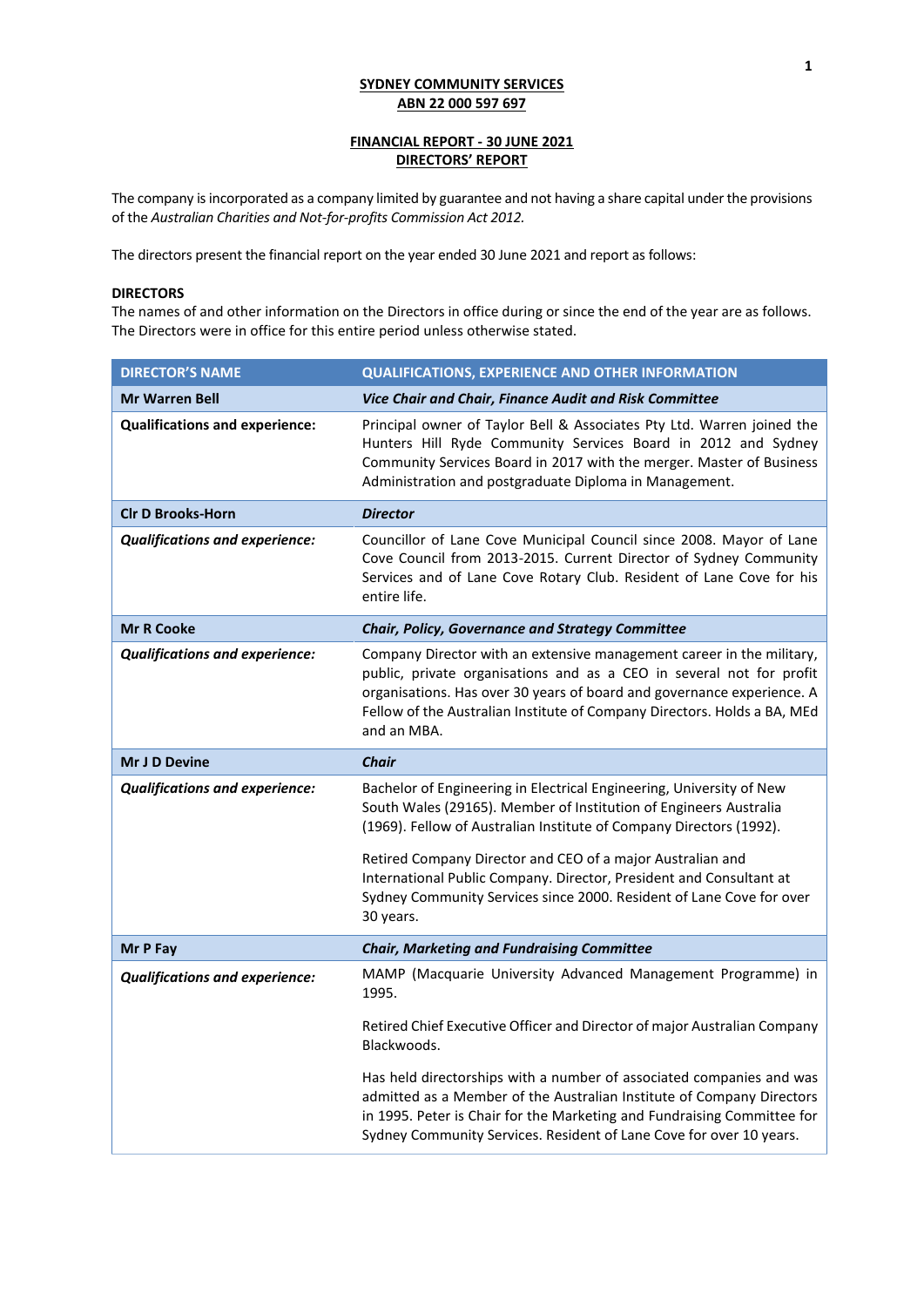**SYDNEY COMMUNITY SERVICES**
**ABN 22 000 597 697**

**FINANCIAL REPORT - 30 JUNE 2021**
**DIRECTORS' REPORT**

The company is incorporated as a company limited by guarantee and not having a share capital under the provisions of the *Australian Charities and Not-for-profits Commission Act 2012.*

The directors present the financial report on the year ended 30 June 2021 and report as follows:

**DIRECTORS**

The names of and other information on the Directors in office during or since the end of the year are as follows. The Directors were in office for this entire period unless otherwise stated.

| DIRECTOR'S NAME | QUALIFICATIONS, EXPERIENCE AND OTHER INFORMATION |
|---|---|
| **Mr Warren Bell** | ***Vice Chair and Chair, Finance Audit and Risk Committee*** |
| **Qualifications and experience:** | Principal owner of Taylor Bell & Associates Pty Ltd. Warren joined the Hunters Hill Ryde Community Services Board in 2012 and Sydney Community Services Board in 2017 with the merger. Master of Business Administration and postgraduate Diploma in Management. |
| **Clr D Brooks-Horn** | ***Director*** |
| ***Qualifications and experience:*** | Councillor of Lane Cove Municipal Council since 2008. Mayor of Lane Cove Council from 2013-2015. Current Director of Sydney Community Services and of Lane Cove Rotary Club. Resident of Lane Cove for his entire life. |
| **Mr R Cooke** | ***Chair, Policy, Governance and Strategy Committee*** |
| ***Qualifications and experience:*** | Company Director with an extensive management career in the military, public, private organisations and as a CEO in several not for profit organisations. Has over 30 years of board and governance experience. A Fellow of the Australian Institute of Company Directors. Holds a BA, MEd and an MBA. |
| **Mr J D Devine** | ***Chair*** |
| ***Qualifications and experience:*** | Bachelor of Engineering in Electrical Engineering, University of New South Wales (29165). Member of Institution of Engineers Australia (1969). Fellow of Australian Institute of Company Directors (1992).<br><br>Retired Company Director and CEO of a major Australian and International Public Company. Director, President and Consultant at Sydney Community Services since 2000. Resident of Lane Cove for over 30 years. |
| **Mr P Fay** | ***Chair, Marketing and Fundraising Committee*** |
| ***Qualifications and experience:*** | MAMP (Macquarie University Advanced Management Programme) in 1995.<br><br>Retired Chief Executive Officer and Director of major Australian Company Blackwoods.<br><br>Has held directorships with a number of associated companies and was admitted as a Member of the Australian Institute of Company Directors in 1995. Peter is Chair for the Marketing and Fundraising Committee for Sydney Community Services. Resident of Lane Cove for over 10 years. |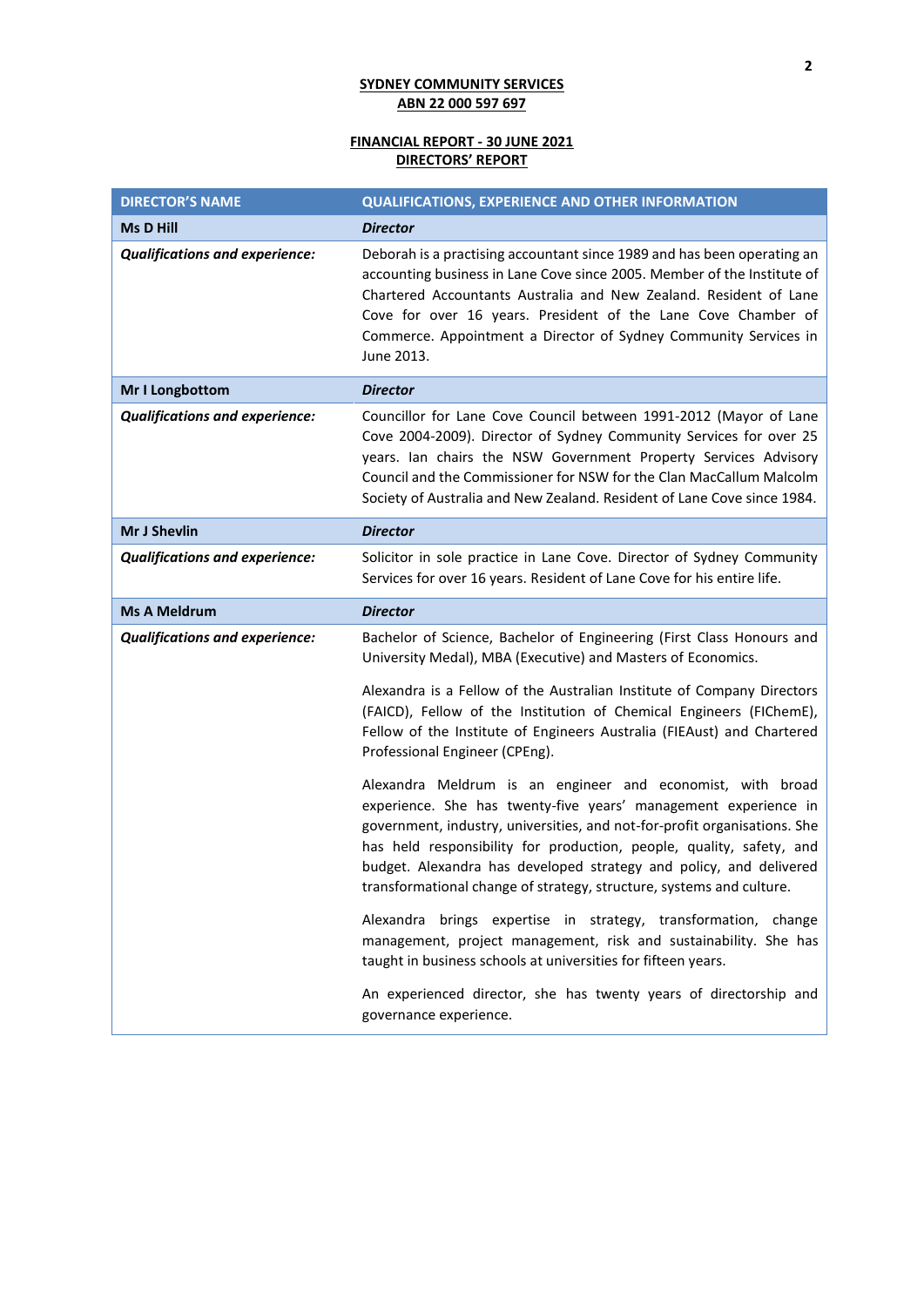**SYDNEY COMMUNITY SERVICES**
**ABN 22 000 597 697**

**FINANCIAL REPORT - 30 JUNE 2021**
**DIRECTORS' REPORT**

| DIRECTOR'S NAME | QUALIFICATIONS, EXPERIENCE AND OTHER INFORMATION |
|---|---|
| **Ms D Hill** | ***Director*** |
| ***Qualifications and experience:*** | Deborah is a practising accountant since 1989 and has been operating an accounting business in Lane Cove since 2005. Member of the Institute of Chartered Accountants Australia and New Zealand. Resident of Lane Cove for over 16 years. President of the Lane Cove Chamber of Commerce. Appointment a Director of Sydney Community Services in June 2013. |
| **Mr I Longbottom** | ***Director*** |
| ***Qualifications and experience:*** | Councillor for Lane Cove Council between 1991-2012 (Mayor of Lane Cove 2004-2009). Director of Sydney Community Services for over 25 years. Ian chairs the NSW Government Property Services Advisory Council and the Commissioner for NSW for the Clan MacCallum Malcolm Society of Australia and New Zealand. Resident of Lane Cove since 1984. |
| **Mr J Shevlin** | ***Director*** |
| ***Qualifications and experience:*** | Solicitor in sole practice in Lane Cove. Director of Sydney Community Services for over 16 years. Resident of Lane Cove for his entire life. |
| **Ms A Meldrum** | ***Director*** |
| ***Qualifications and experience:*** | Bachelor of Science, Bachelor of Engineering (First Class Honours and University Medal), MBA (Executive) and Masters of Economics.<br><br>Alexandra is a Fellow of the Australian Institute of Company Directors (FAICD), Fellow of the Institution of Chemical Engineers (FIChemE), Fellow of the Institute of Engineers Australia (FIEAust) and Chartered Professional Engineer (CPEng).<br><br>Alexandra Meldrum is an engineer and economist, with broad experience. She has twenty-five years' management experience in government, industry, universities, and not-for-profit organisations. She has held responsibility for production, people, quality, safety, and budget. Alexandra has developed strategy and policy, and delivered transformational change of strategy, structure, systems and culture.<br><br>Alexandra brings expertise in strategy, transformation, change management, project management, risk and sustainability. She has taught in business schools at universities for fifteen years.<br><br>An experienced director, she has twenty years of directorship and governance experience. |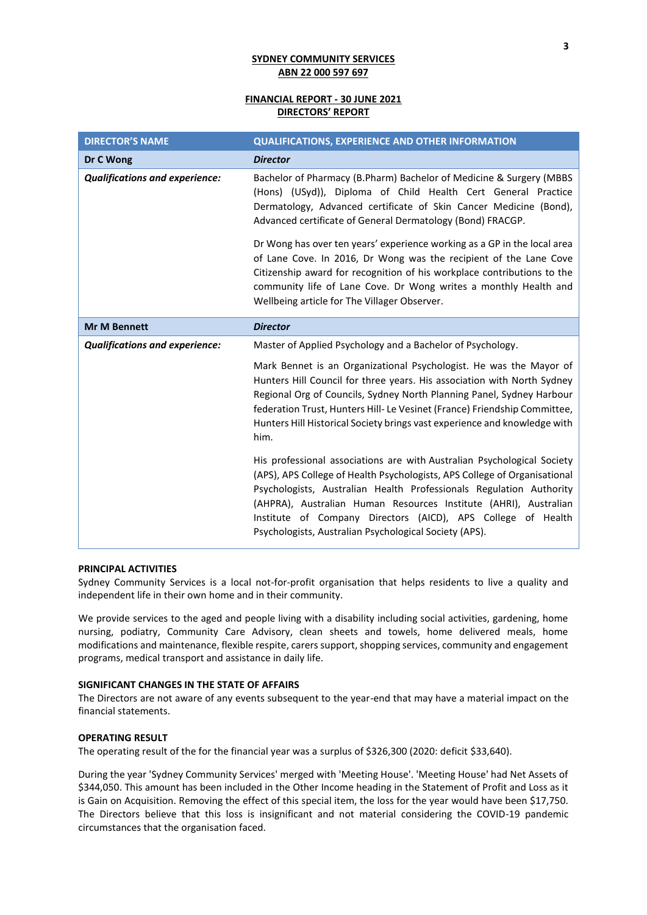**SYDNEY COMMUNITY SERVICES**
**ABN 22 000 597 697**

**FINANCIAL REPORT - 30 JUNE 2021**
**DIRECTORS' REPORT**

| DIRECTOR'S NAME | QUALIFICATIONS, EXPERIENCE AND OTHER INFORMATION |
|---|---|
| **Dr C Wong** | ***Director*** |
| ***Qualifications and experience:*** | Bachelor of Pharmacy (B.Pharm) Bachelor of Medicine & Surgery (MBBS (Hons) (USyd)), Diploma of Child Health Cert General Practice Dermatology, Advanced certificate of Skin Cancer Medicine (Bond), Advanced certificate of General Dermatology (Bond) FRACGP.<br><br>Dr Wong has over ten years' experience working as a GP in the local area of Lane Cove. In 2016, Dr Wong was the recipient of the Lane Cove Citizenship award for recognition of his workplace contributions to the community life of Lane Cove. Dr Wong writes a monthly Health and Wellbeing article for The Villager Observer. |
| **Mr M Bennett** | ***Director*** |
| ***Qualifications and experience:*** | Master of Applied Psychology and a Bachelor of Psychology.<br><br>Mark Bennet is an Organizational Psychologist. He was the Mayor of Hunters Hill Council for three years. His association with North Sydney Regional Org of Councils, Sydney North Planning Panel, Sydney Harbour federation Trust, Hunters Hill- Le Vesinet (France) Friendship Committee, Hunters Hill Historical Society brings vast experience and knowledge with him.<br><br>His professional associations are with Australian Psychological Society (APS), APS College of Health Psychologists, APS College of Organisational Psychologists, Australian Health Professionals Regulation Authority (AHPRA), Australian Human Resources Institute (AHRI), Australian Institute of Company Directors (AICD), APS College of Health Psychologists, Australian Psychological Society (APS). |

**PRINCIPAL ACTIVITIES**

Sydney Community Services is a local not-for-profit organisation that helps residents to live a quality and independent life in their own home and in their community.

We provide services to the aged and people living with a disability including social activities, gardening, home nursing, podiatry, Community Care Advisory, clean sheets and towels, home delivered meals, home modifications and maintenance, flexible respite, carers support, shopping services, community and engagement programs, medical transport and assistance in daily life.

**SIGNIFICANT CHANGES IN THE STATE OF AFFAIRS**

The Directors are not aware of any events subsequent to the year-end that may have a material impact on the financial statements.

**OPERATING RESULT**

The operating result of the for the financial year was a surplus of $326,300 (2020: deficit $33,640).

During the year 'Sydney Community Services' merged with 'Meeting House'. 'Meeting House' had Net Assets of $344,050. This amount has been included in the Other Income heading in the Statement of Profit and Loss as it is Gain on Acquisition. Removing the effect of this special item, the loss for the year would have been $17,750. The Directors believe that this loss is insignificant and not material considering the COVID-19 pandemic circumstances that the organisation faced.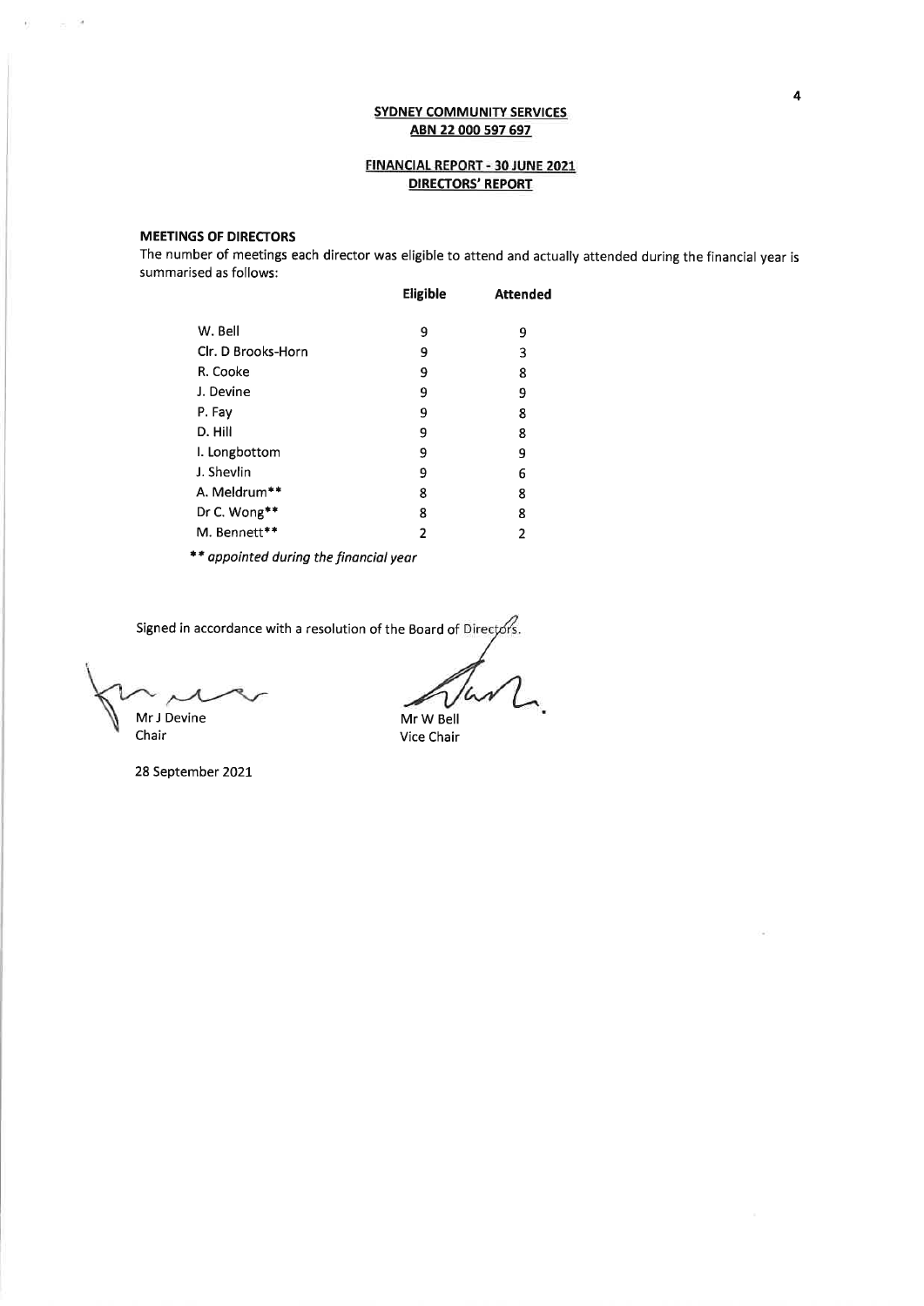**SYDNEY COMMUNITY SERVICES**
**ABN 22 000 597 697**

**FINANCIAL REPORT - 30 JUNE 2021**
**DIRECTORS' REPORT**

**MEETINGS OF DIRECTORS**

The number of meetings each director was eligible to attend and actually attended during the financial year is summarised as follows:

| | Eligible | Attended |
|---|---|---|
| W. Bell | 9 | 9 |
| Clr. D Brooks-Horn | 9 | 3 |
| R. Cooke | 9 | 8 |
| J. Devine | 9 | 9 |
| P. Fay | 9 | 8 |
| D. Hill | 9 | 8 |
| I. Longbottom | 9 | 9 |
| J. Shevlin | 9 | 6 |
| A. Meldrum** | 8 | 8 |
| Dr C. Wong** | 8 | 8 |
| M. Bennett** | 2 | 2 |

*** appointed during the financial year*

Signed in accordance with a resolution of the Board of Directors.

Mr J Devine
Chair

Mr W Bell
Vice Chair

28 September 2021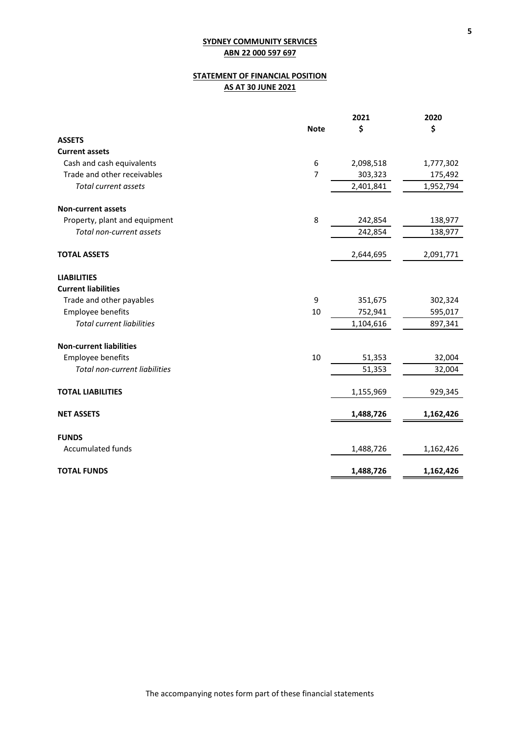**SYDNEY COMMUNITY SERVICES**
**ABN 22 000 597 697**

# STATEMENT OF FINANCIAL POSITION
## AS AT 30 JUNE 2021

| | Note | 2021<br>$ | 2020<br>$ |
|---|---|---|---|
| **ASSETS** | | | |
| **Current assets** | | | |
| Cash and cash equivalents | 6 | 2,098,518 | 1,777,302 |
| Trade and other receivables | 7 | 303,323 | 175,492 |
| *Total current assets* | | 2,401,841 | 1,952,794 |
| **Non-current assets** | | | |
| Property, plant and equipment | 8 | 242,854 | 138,977 |
| *Total non-current assets* | | 242,854 | 138,977 |
| **TOTAL ASSETS** | | 2,644,695 | 2,091,771 |
| **LIABILITIES** | | | |
| **Current liabilities** | | | |
| Trade and other payables | 9 | 351,675 | 302,324 |
| Employee benefits | 10 | 752,941 | 595,017 |
| *Total current liabilities* | | 1,104,616 | 897,341 |
| **Non-current liabilities** | | | |
| Employee benefits | 10 | 51,353 | 32,004 |
| *Total non-current liabilities* | | 51,353 | 32,004 |
| **TOTAL LIABILITIES** | | 1,155,969 | 929,345 |
| **NET ASSETS** | | **1,488,726** | **1,162,426** |
| **FUNDS** | | | |
| Accumulated funds | | 1,488,726 | 1,162,426 |
| **TOTAL FUNDS** | | **1,488,726** | **1,162,426** |

The accompanying notes form part of these financial statements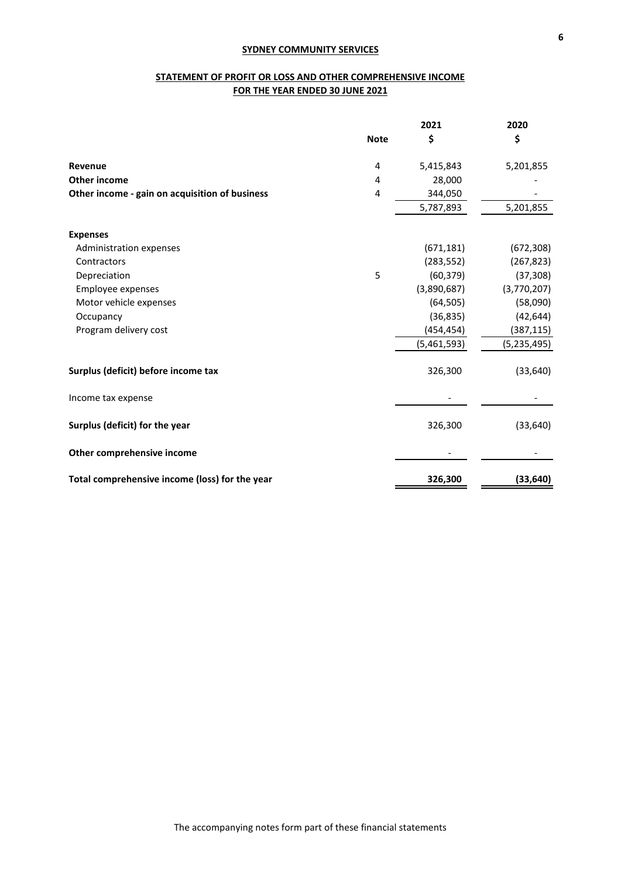**SYDNEY COMMUNITY SERVICES**

**STATEMENT OF PROFIT OR LOSS AND OTHER COMPREHENSIVE INCOME**
**FOR THE YEAR ENDED 30 JUNE 2021**

| | Note | 2021 $ | 2020 $ |
|---|---|---|---|
| **Revenue** | 4 | 5,415,843 | 5,201,855 |
| **Other income** | 4 | 28,000 | - |
| **Other income - gain on acquisition of business** | 4 | 344,050 | - |
| | | 5,787,893 | 5,201,855 |
| **Expenses** | | | |
| Administration expenses | | (671,181) | (672,308) |
| Contractors | | (283,552) | (267,823) |
| Depreciation | 5 | (60,379) | (37,308) |
| Employee expenses | | (3,890,687) | (3,770,207) |
| Motor vehicle expenses | | (64,505) | (58,090) |
| Occupancy | | (36,835) | (42,644) |
| Program delivery cost | | (454,454) | (387,115) |
| | | (5,461,593) | (5,235,495) |
| **Surplus (deficit) before income tax** | | 326,300 | (33,640) |
| Income tax expense | | - | - |
| **Surplus (deficit) for the year** | | 326,300 | (33,640) |
| **Other comprehensive income** | | - | - |
| **Total comprehensive income (loss) for the year** | | **326,300** | **(33,640)** |

The accompanying notes form part of these financial statements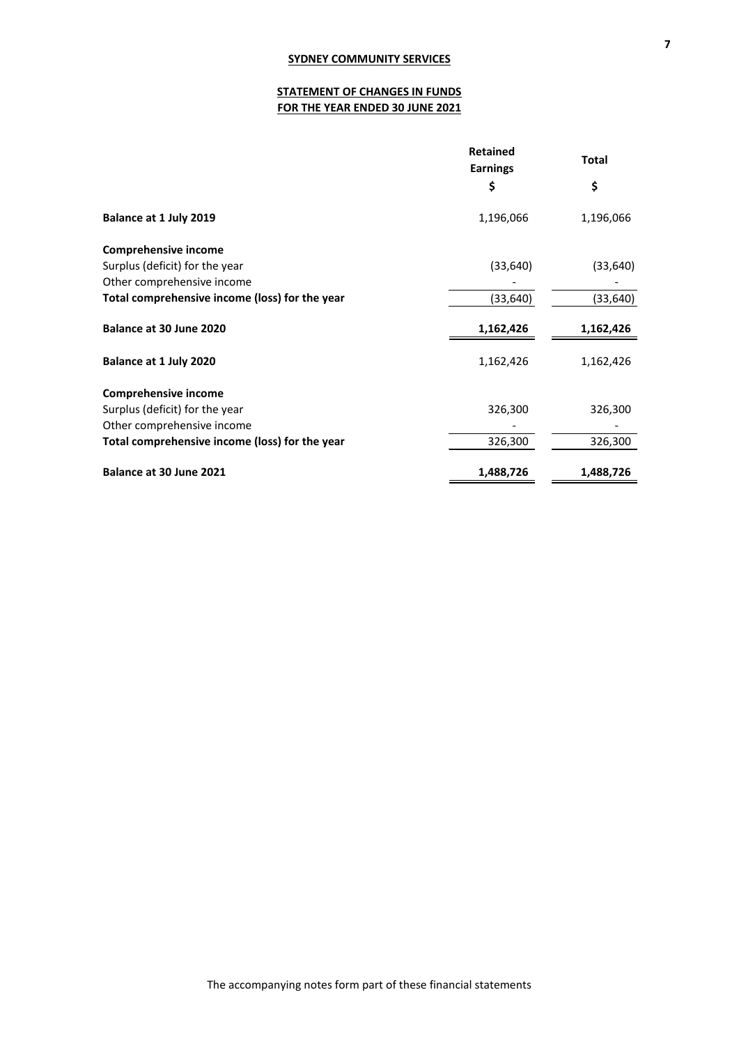**SYDNEY COMMUNITY SERVICES**

**STATEMENT OF CHANGES IN FUNDS**
**FOR THE YEAR ENDED 30 JUNE 2021**

| | Retained Earnings | Total |
|---|---|---|
| | $ | $ |
| **Balance at 1 July 2019** | 1,196,066 | 1,196,066 |
| **Comprehensive income** | | |
| Surplus (deficit) for the year | (33,640) | (33,640) |
| Other comprehensive income | - | - |
| **Total comprehensive income (loss) for the year** | (33,640) | (33,640) |
| **Balance at 30 June 2020** | **1,162,426** | **1,162,426** |
| **Balance at 1 July 2020** | 1,162,426 | 1,162,426 |
| **Comprehensive income** | | |
| Surplus (deficit) for the year | 326,300 | 326,300 |
| Other comprehensive income | - | - |
| **Total comprehensive income (loss) for the year** | 326,300 | 326,300 |
| **Balance at 30 June 2021** | **1,488,726** | **1,488,726** |

The accompanying notes form part of these financial statements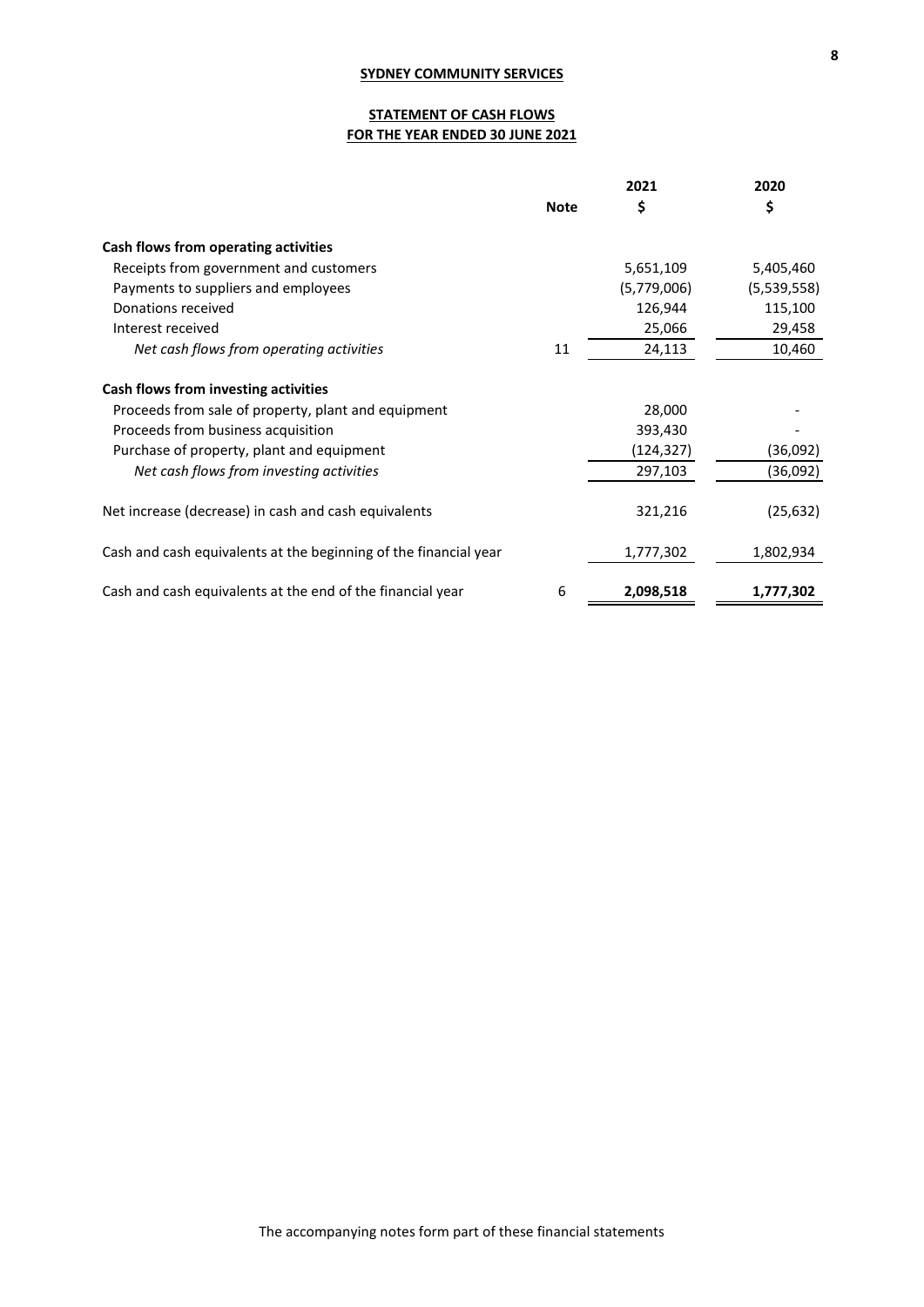**SYDNEY COMMUNITY SERVICES**

**STATEMENT OF CASH FLOWS**
**FOR THE YEAR ENDED 30 JUNE 2021**

| | Note | 2021 $ | 2020 $ |
|---|---|---|---|
| **Cash flows from operating activities** | | | |
| Receipts from government and customers | | 5,651,109 | 5,405,460 |
| Payments to suppliers and employees | | (5,779,006) | (5,539,558) |
| Donations received | | 126,944 | 115,100 |
| Interest received | | 25,066 | 29,458 |
| *Net cash flows from operating activities* | 11 | 24,113 | 10,460 |
| **Cash flows from investing activities** | | | |
| Proceeds from sale of property, plant and equipment | | 28,000 | - |
| Proceeds from business acquisition | | 393,430 | - |
| Purchase of property, plant and equipment | | (124,327) | (36,092) |
| *Net cash flows from investing activities* | | 297,103 | (36,092) |
| Net increase (decrease) in cash and cash equivalents | | 321,216 | (25,632) |
| Cash and cash equivalents at the beginning of the financial year | | 1,777,302 | 1,802,934 |
| Cash and cash equivalents at the end of the financial year | 6 | **2,098,518** | **1,777,302** |

The accompanying notes form part of these financial statements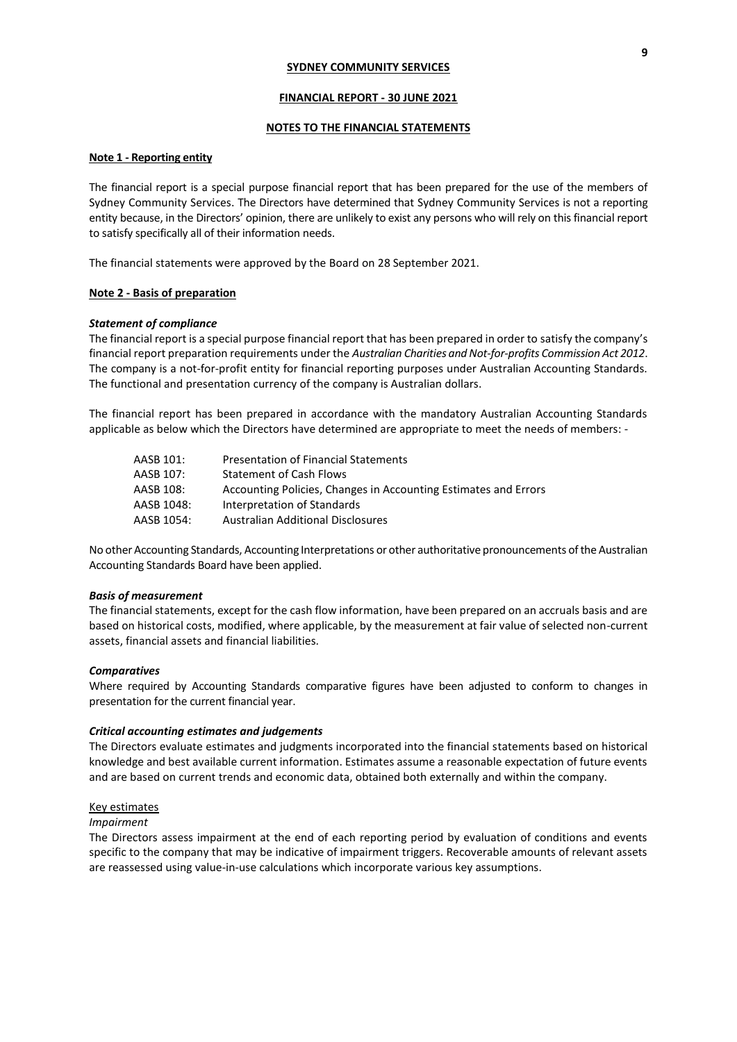**SYDNEY COMMUNITY SERVICES**

**FINANCIAL REPORT - 30 JUNE 2021**

**NOTES TO THE FINANCIAL STATEMENTS**

## Note 1 - Reporting entity

The financial report is a special purpose financial report that has been prepared for the use of the members of Sydney Community Services. The Directors have determined that Sydney Community Services is not a reporting entity because, in the Directors' opinion, there are unlikely to exist any persons who will rely on this financial report to satisfy specifically all of their information needs.

The financial statements were approved by the Board on 28 September 2021.

## Note 2 - Basis of preparation

### *Statement of compliance*

The financial report is a special purpose financial report that has been prepared in order to satisfy the company's financial report preparation requirements under the *Australian Charities and Not-for-profits Commission Act 2012*. The company is a not-for-profit entity for financial reporting purposes under Australian Accounting Standards. The functional and presentation currency of the company is Australian dollars.

The financial report has been prepared in accordance with the mandatory Australian Accounting Standards applicable as below which the Directors have determined are appropriate to meet the needs of members: -

| | |
|---|---|
| AASB 101: | Presentation of Financial Statements |
| AASB 107: | Statement of Cash Flows |
| AASB 108: | Accounting Policies, Changes in Accounting Estimates and Errors |
| AASB 1048: | Interpretation of Standards |
| AASB 1054: | Australian Additional Disclosures |

No other Accounting Standards, Accounting Interpretations or other authoritative pronouncements of the Australian Accounting Standards Board have been applied.

### *Basis of measurement*

The financial statements, except for the cash flow information, have been prepared on an accruals basis and are based on historical costs, modified, where applicable, by the measurement at fair value of selected non-current assets, financial assets and financial liabilities.

### *Comparatives*

Where required by Accounting Standards comparative figures have been adjusted to conform to changes in presentation for the current financial year.

### *Critical accounting estimates and judgements*

The Directors evaluate estimates and judgments incorporated into the financial statements based on historical knowledge and best available current information. Estimates assume a reasonable expectation of future events and are based on current trends and economic data, obtained both externally and within the company.

Key estimates

*Impairment*

The Directors assess impairment at the end of each reporting period by evaluation of conditions and events specific to the company that may be indicative of impairment triggers. Recoverable amounts of relevant assets are reassessed using value-in-use calculations which incorporate various key assumptions.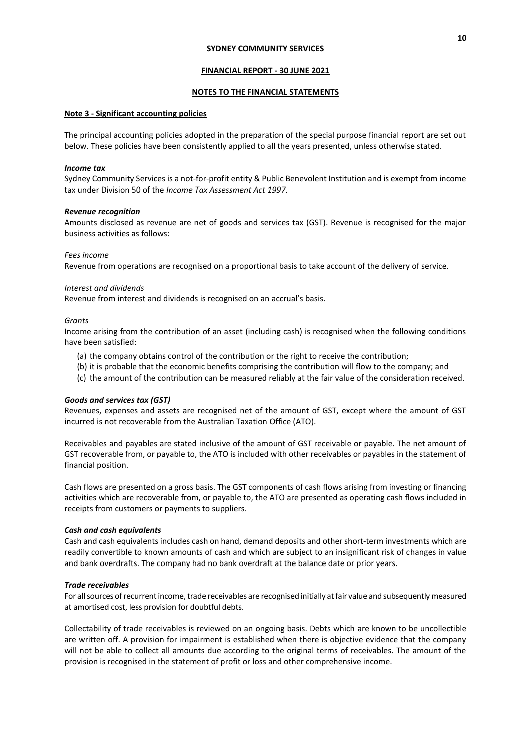**SYDNEY COMMUNITY SERVICES**

**FINANCIAL REPORT - 30 JUNE 2021**

**NOTES TO THE FINANCIAL STATEMENTS**

## Note 3 - Significant accounting policies

The principal accounting policies adopted in the preparation of the special purpose financial report are set out below. These policies have been consistently applied to all the years presented, unless otherwise stated.

### *Income tax*

Sydney Community Services is a not-for-profit entity & Public Benevolent Institution and is exempt from income tax under Division 50 of the *Income Tax Assessment Act 1997*.

### *Revenue recognition*

Amounts disclosed as revenue are net of goods and services tax (GST). Revenue is recognised for the major business activities as follows:

*Fees income*

Revenue from operations are recognised on a proportional basis to take account of the delivery of service.

*Interest and dividends*

Revenue from interest and dividends is recognised on an accrual's basis.

*Grants*

Income arising from the contribution of an asset (including cash) is recognised when the following conditions have been satisfied:

(a) the company obtains control of the contribution or the right to receive the contribution;
(b) it is probable that the economic benefits comprising the contribution will flow to the company; and
(c) the amount of the contribution can be measured reliably at the fair value of the consideration received.

### *Goods and services tax (GST)*

Revenues, expenses and assets are recognised net of the amount of GST, except where the amount of GST incurred is not recoverable from the Australian Taxation Office (ATO).

Receivables and payables are stated inclusive of the amount of GST receivable or payable. The net amount of GST recoverable from, or payable to, the ATO is included with other receivables or payables in the statement of financial position.

Cash flows are presented on a gross basis. The GST components of cash flows arising from investing or financing activities which are recoverable from, or payable to, the ATO are presented as operating cash flows included in receipts from customers or payments to suppliers.

### *Cash and cash equivalents*

Cash and cash equivalents includes cash on hand, demand deposits and other short-term investments which are readily convertible to known amounts of cash and which are subject to an insignificant risk of changes in value and bank overdrafts. The company had no bank overdraft at the balance date or prior years.

### *Trade receivables*

For all sources of recurrent income, trade receivables are recognised initially at fair value and subsequently measured at amortised cost, less provision for doubtful debts.

Collectability of trade receivables is reviewed on an ongoing basis. Debts which are known to be uncollectible are written off. A provision for impairment is established when there is objective evidence that the company will not be able to collect all amounts due according to the original terms of receivables. The amount of the provision is recognised in the statement of profit or loss and other comprehensive income.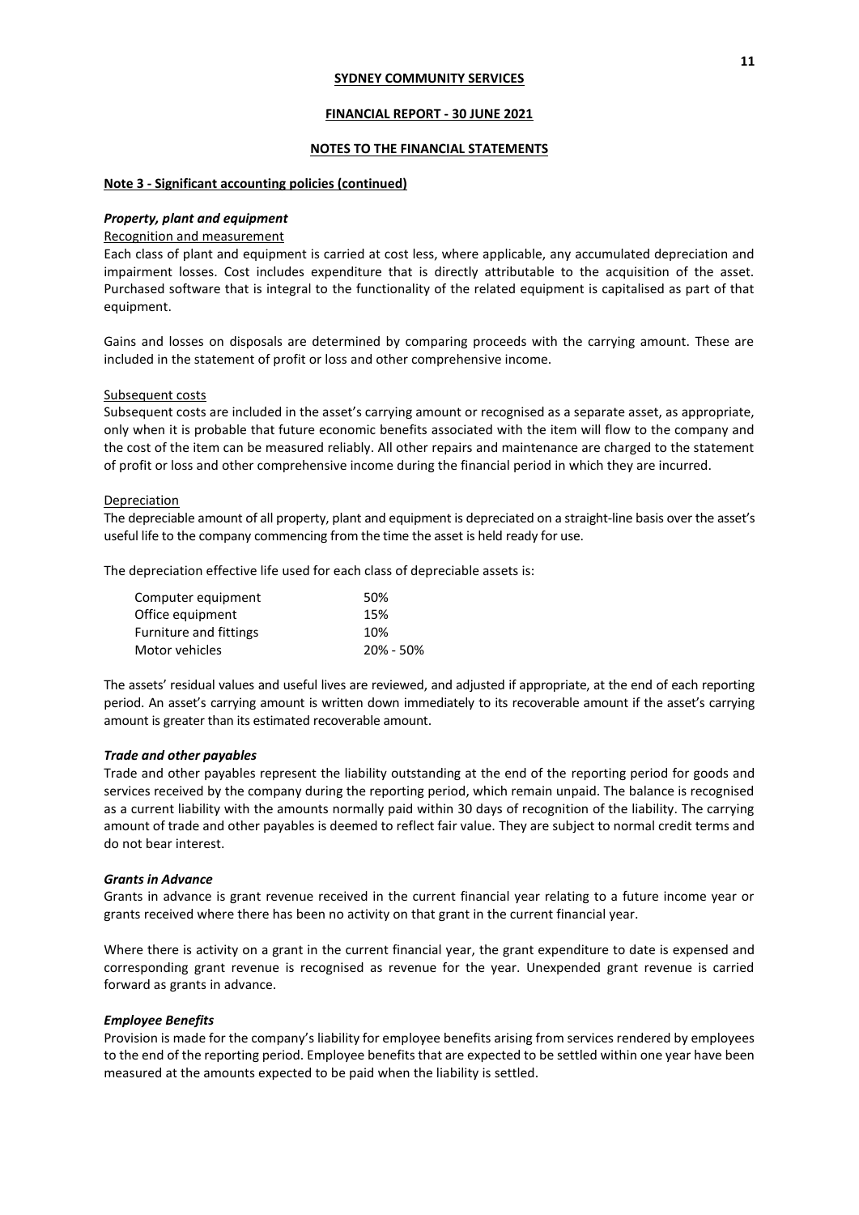**SYDNEY COMMUNITY SERVICES**

**FINANCIAL REPORT - 30 JUNE 2021**

**NOTES TO THE FINANCIAL STATEMENTS**

**Note 3 - Significant accounting policies (continued)**

***Property, plant and equipment***

Recognition and measurement

Each class of plant and equipment is carried at cost less, where applicable, any accumulated depreciation and impairment losses. Cost includes expenditure that is directly attributable to the acquisition of the asset. Purchased software that is integral to the functionality of the related equipment is capitalised as part of that equipment.

Gains and losses on disposals are determined by comparing proceeds with the carrying amount. These are included in the statement of profit or loss and other comprehensive income.

Subsequent costs

Subsequent costs are included in the asset's carrying amount or recognised as a separate asset, as appropriate, only when it is probable that future economic benefits associated with the item will flow to the company and the cost of the item can be measured reliably. All other repairs and maintenance are charged to the statement of profit or loss and other comprehensive income during the financial period in which they are incurred.

Depreciation

The depreciable amount of all property, plant and equipment is depreciated on a straight-line basis over the asset's useful life to the company commencing from the time the asset is held ready for use.

The depreciation effective life used for each class of depreciable assets is:

| | |
|---|---|
| Computer equipment | 50% |
| Office equipment | 15% |
| Furniture and fittings | 10% |
| Motor vehicles | 20% - 50% |

The assets' residual values and useful lives are reviewed, and adjusted if appropriate, at the end of each reporting period. An asset's carrying amount is written down immediately to its recoverable amount if the asset's carrying amount is greater than its estimated recoverable amount.

***Trade and other payables***

Trade and other payables represent the liability outstanding at the end of the reporting period for goods and services received by the company during the reporting period, which remain unpaid. The balance is recognised as a current liability with the amounts normally paid within 30 days of recognition of the liability. The carrying amount of trade and other payables is deemed to reflect fair value. They are subject to normal credit terms and do not bear interest.

***Grants in Advance***

Grants in advance is grant revenue received in the current financial year relating to a future income year or grants received where there has been no activity on that grant in the current financial year.

Where there is activity on a grant in the current financial year, the grant expenditure to date is expensed and corresponding grant revenue is recognised as revenue for the year. Unexpended grant revenue is carried forward as grants in advance.

***Employee Benefits***

Provision is made for the company's liability for employee benefits arising from services rendered by employees to the end of the reporting period. Employee benefits that are expected to be settled within one year have been measured at the amounts expected to be paid when the liability is settled.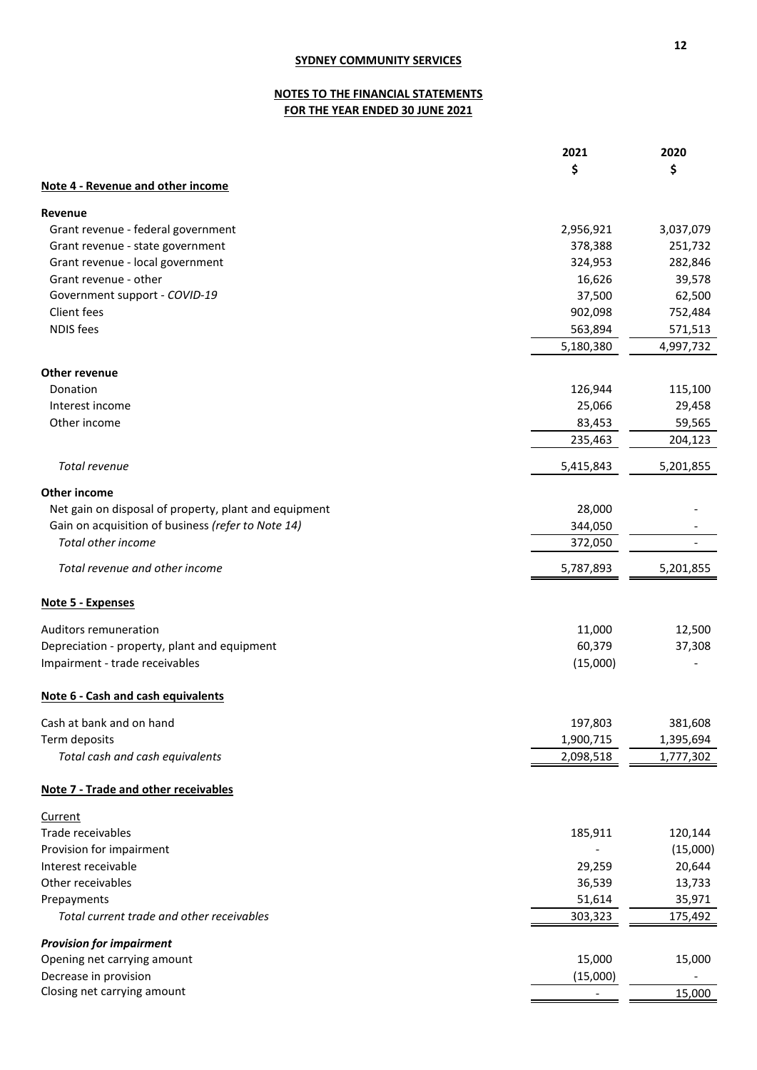**SYDNEY COMMUNITY SERVICES**

**NOTES TO THE FINANCIAL STATEMENTS**
**FOR THE YEAR ENDED 30 JUNE 2021**

| | 2021 | 2020 |
|---|---|---|
| | $ | $ |
| **Note 4 - Revenue and other income** | | |
| **Revenue** | | |
| Grant revenue - federal government | 2,956,921 | 3,037,079 |
| Grant revenue - state government | 378,388 | 251,732 |
| Grant revenue - local government | 324,953 | 282,846 |
| Grant revenue - other | 16,626 | 39,578 |
| Government support - *COVID-19* | 37,500 | 62,500 |
| Client fees | 902,098 | 752,484 |
| NDIS fees | 563,894 | 571,513 |
| | 5,180,380 | 4,997,732 |
| **Other revenue** | | |
| Donation | 126,944 | 115,100 |
| Interest income | 25,066 | 29,458 |
| Other income | 83,453 | 59,565 |
| | 235,463 | 204,123 |
| *Total revenue* | 5,415,843 | 5,201,855 |
| **Other income** | | |
| Net gain on disposal of property, plant and equipment | 28,000 | - |
| Gain on acquisition of business *(refer to Note 14)* | 344,050 | - |
| *Total other income* | 372,050 | - |
| *Total revenue and other income* | 5,787,893 | 5,201,855 |

**Note 5 - Expenses**

| | 2021 | 2020 |
|---|---|---|
| Auditors remuneration | 11,000 | 12,500 |
| Depreciation - property, plant and equipment | 60,379 | 37,308 |
| Impairment - trade receivables | (15,000) | - |

**Note 6 - Cash and cash equivalents**

| | 2021 | 2020 |
|---|---|---|
| Cash at bank and on hand | 197,803 | 381,608 |
| Term deposits | 1,900,715 | 1,395,694 |
| *Total cash and cash equivalents* | 2,098,518 | 1,777,302 |

**Note 7 - Trade and other receivables**

| | 2021 | 2020 |
|---|---|---|
| Current | | |
| Trade receivables | 185,911 | 120,144 |
| Provision for impairment | - | (15,000) |
| Interest receivable | 29,259 | 20,644 |
| Other receivables | 36,539 | 13,733 |
| Prepayments | 51,614 | 35,971 |
| *Total current trade and other receivables* | 303,323 | 175,492 |
| ***Provision for impairment*** | | |
| Opening net carrying amount | 15,000 | 15,000 |
| Decrease in provision | (15,000) | - |
| Closing net carrying amount | - | 15,000 |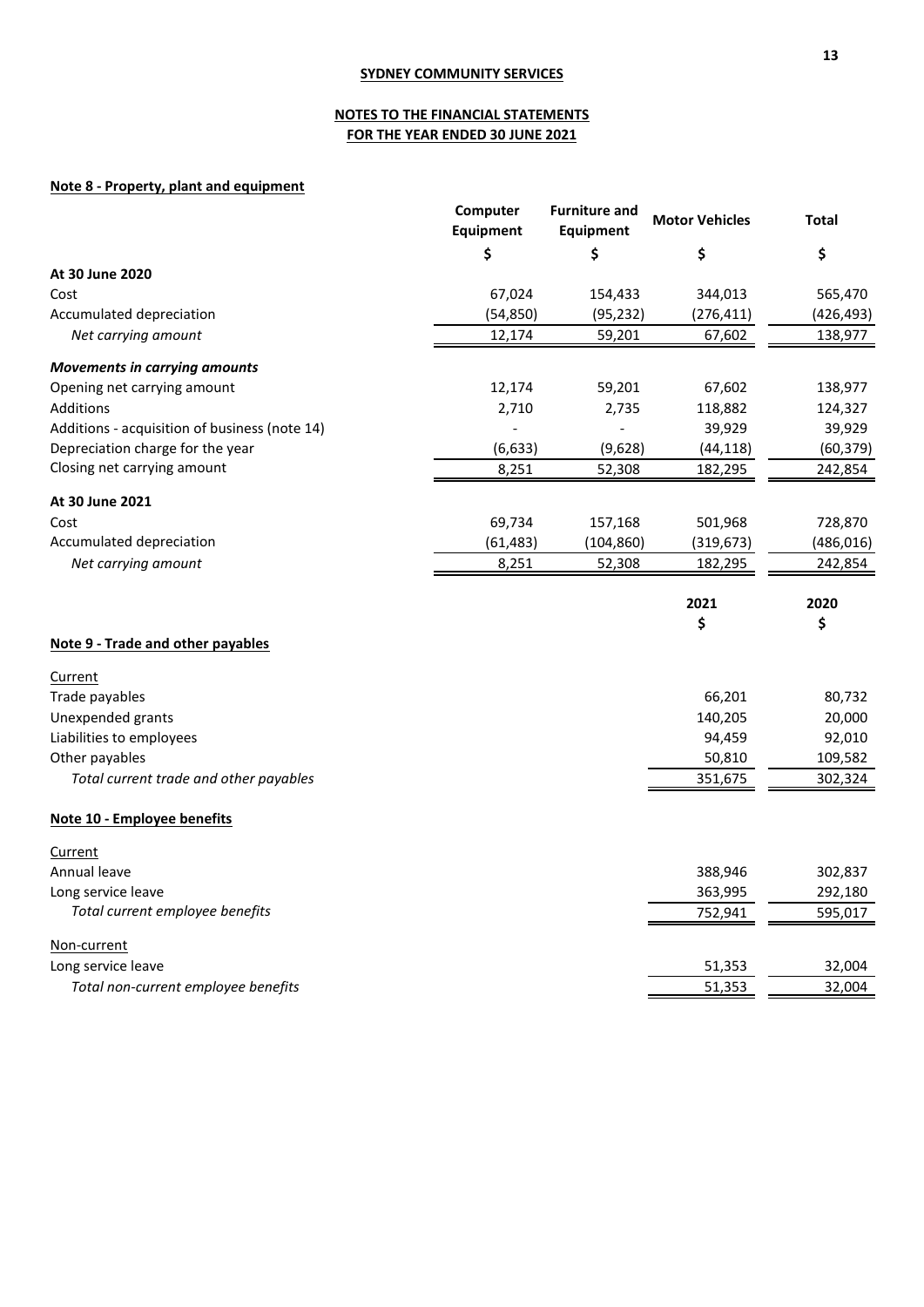**SYDNEY COMMUNITY SERVICES**

**NOTES TO THE FINANCIAL STATEMENTS**
**FOR THE YEAR ENDED 30 JUNE 2021**

## Note 8 - Property, plant and equipment

| | Computer Equipment | Furniture and Equipment | Motor Vehicles | Total |
|---|---|---|---|---|
| | $ | $ | $ | $ |
| **At 30 June 2020** | | | | |
| Cost | 67,024 | 154,433 | 344,013 | 565,470 |
| Accumulated depreciation | (54,850) | (95,232) | (276,411) | (426,493) |
| *Net carrying amount* | 12,174 | 59,201 | 67,602 | 138,977 |
| ***Movements in carrying amounts*** | | | | |
| Opening net carrying amount | 12,174 | 59,201 | 67,602 | 138,977 |
| Additions | 2,710 | 2,735 | 118,882 | 124,327 |
| Additions - acquisition of business (note 14) | - | - | 39,929 | 39,929 |
| Depreciation charge for the year | (6,633) | (9,628) | (44,118) | (60,379) |
| Closing net carrying amount | 8,251 | 52,308 | 182,295 | 242,854 |
| **At 30 June 2021** | | | | |
| Cost | 69,734 | 157,168 | 501,968 | 728,870 |
| Accumulated depreciation | (61,483) | (104,860) | (319,673) | (486,016) |
| *Net carrying amount* | 8,251 | 52,308 | 182,295 | 242,854 |

## Note 9 - Trade and other payables

| | 2021 | 2020 |
|---|---|---|
| | $ | $ |
| Current | | |
| Trade payables | 66,201 | 80,732 |
| Unexpended grants | 140,205 | 20,000 |
| Liabilities to employees | 94,459 | 92,010 |
| Other payables | 50,810 | 109,582 |
| *Total current trade and other payables* | 351,675 | 302,324 |

## Note 10 - Employee benefits

| | 2021 | 2020 |
|---|---|---|
| Current | | |
| Annual leave | 388,946 | 302,837 |
| Long service leave | 363,995 | 292,180 |
| *Total current employee benefits* | 752,941 | 595,017 |
| Non-current | | |
| Long service leave | 51,353 | 32,004 |
| *Total non-current employee benefits* | 51,353 | 32,004 |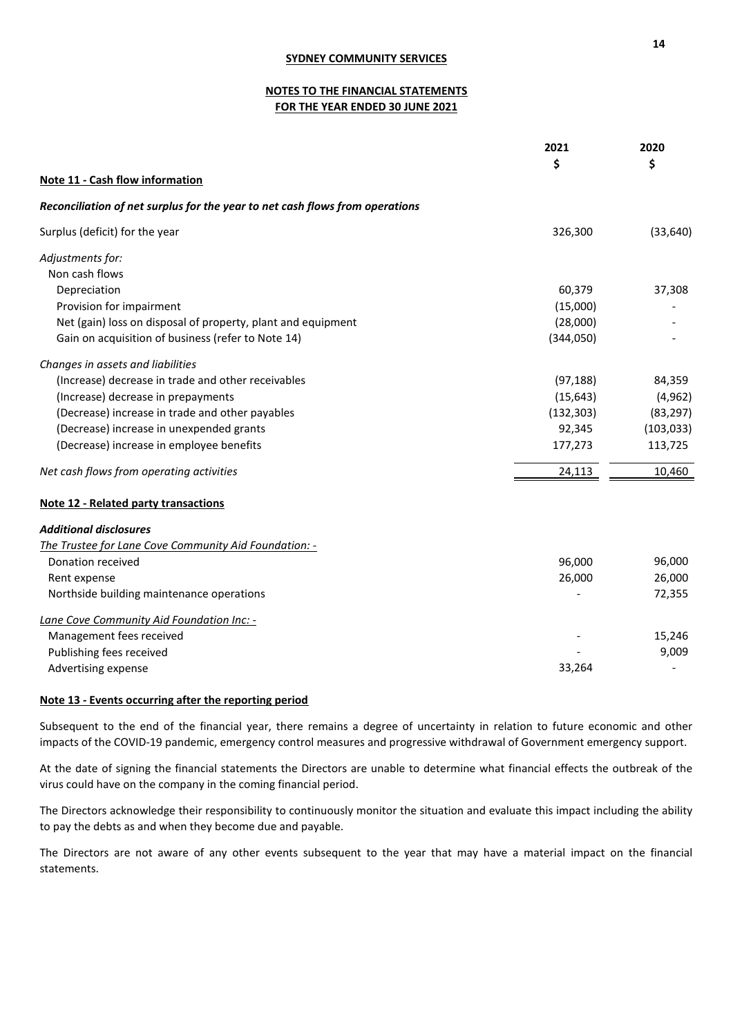**SYDNEY COMMUNITY SERVICES**

**NOTES TO THE FINANCIAL STATEMENTS**
**FOR THE YEAR ENDED 30 JUNE 2021**

## Note 11 - Cash flow information

***Reconciliation of net surplus for the year to net cash flows from operations***

| | 2021 $ | 2020 $ |
|---|---|---|
| Surplus (deficit) for the year | 326,300 | (33,640) |
| *Adjustments for:* | | |
| Non cash flows | | |
| Depreciation | 60,379 | 37,308 |
| Provision for impairment | (15,000) | - |
| Net (gain) loss on disposal of property, plant and equipment | (28,000) | - |
| Gain on acquisition of business (refer to Note 14) | (344,050) | - |
| *Changes in assets and liabilities* | | |
| (Increase) decrease in trade and other receivables | (97,188) | 84,359 |
| (Increase) decrease in prepayments | (15,643) | (4,962) |
| (Decrease) increase in trade and other payables | (132,303) | (83,297) |
| (Decrease) increase in unexpended grants | 92,345 | (103,033) |
| (Decrease) increase in employee benefits | 177,273 | 113,725 |
| *Net cash flows from operating activities* | 24,113 | 10,460 |

## Note 12 - Related party transactions

***Additional disclosures***

| | 2021 $ | 2020 $ |
|---|---|---|
| *The Trustee for Lane Cove Community Aid Foundation: -* | | |
| Donation received | 96,000 | 96,000 |
| Rent expense | 26,000 | 26,000 |
| Northside building maintenance operations | - | 72,355 |
| *Lane Cove Community Aid Foundation Inc: -* | | |
| Management fees received | - | 15,246 |
| Publishing fees received | - | 9,009 |
| Advertising expense | 33,264 | - |

## Note 13 - Events occurring after the reporting period

Subsequent to the end of the financial year, there remains a degree of uncertainty in relation to future economic and other impacts of the COVID-19 pandemic, emergency control measures and progressive withdrawal of Government emergency support.

At the date of signing the financial statements the Directors are unable to determine what financial effects the outbreak of the virus could have on the company in the coming financial period.

The Directors acknowledge their responsibility to continuously monitor the situation and evaluate this impact including the ability to pay the debts as and when they become due and payable.

The Directors are not aware of any other events subsequent to the year that may have a material impact on the financial statements.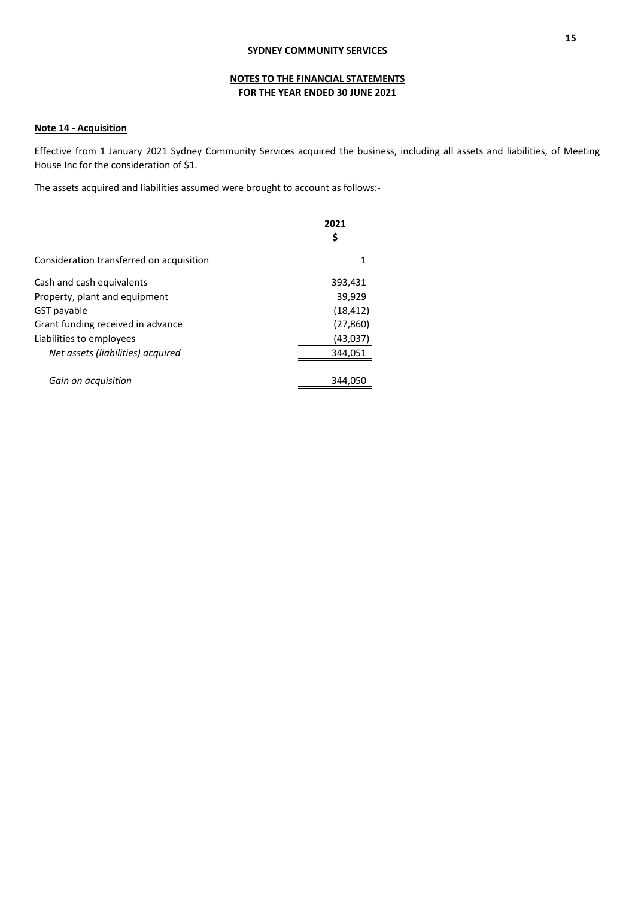**SYDNEY COMMUNITY SERVICES**

**NOTES TO THE FINANCIAL STATEMENTS**
**FOR THE YEAR ENDED 30 JUNE 2021**

## Note 14 - Acquisition

Effective from 1 January 2021 Sydney Community Services acquired the business, including all assets and liabilities, of Meeting House Inc for the consideration of $1.

The assets acquired and liabilities assumed were brought to account as follows:-

| | 2021 $ |
|---|---|
| Consideration transferred on acquisition | 1 |
| Cash and cash equivalents | 393,431 |
| Property, plant and equipment | 39,929 |
| GST payable | (18,412) |
| Grant funding received in advance | (27,860) |
| Liabilities to employees | (43,037) |
| *Net assets (liabilities) acquired* | 344,051 |
| *Gain on acquisition* | 344,050 |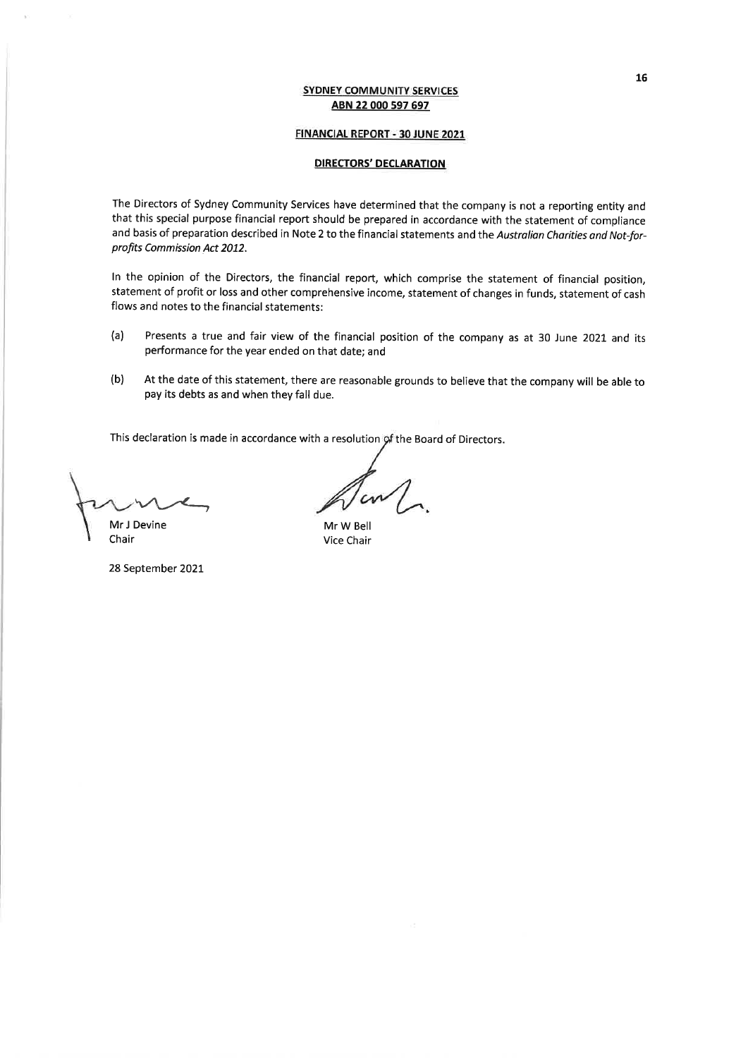**SYDNEY COMMUNITY SERVICES**
**ABN 22 000 597 697**

**FINANCIAL REPORT - 30 JUNE 2021**

**DIRECTORS' DECLARATION**

The Directors of Sydney Community Services have determined that the company is not a reporting entity and that this special purpose financial report should be prepared in accordance with the statement of compliance and basis of preparation described in Note 2 to the financial statements and the *Australian Charities and Not-for-profits Commission Act 2012*.

In the opinion of the Directors, the financial report, which comprise the statement of financial position, statement of profit or loss and other comprehensive income, statement of changes in funds, statement of cash flows and notes to the financial statements:

(a) Presents a true and fair view of the financial position of the company as at 30 June 2021 and its performance for the year ended on that date; and

(b) At the date of this statement, there are reasonable grounds to believe that the company will be able to pay its debts as and when they fall due.

This declaration is made in accordance with a resolution of the Board of Directors.

Mr J Devine
Chair

Mr W Bell
Vice Chair

28 September 2021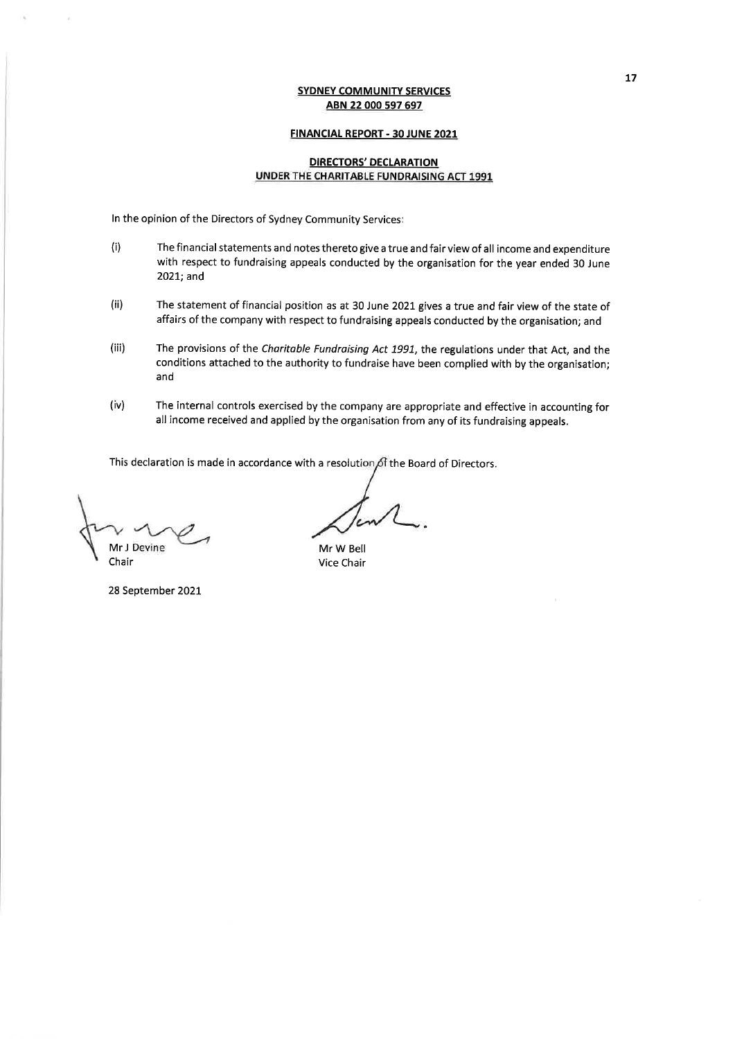**SYDNEY COMMUNITY SERVICES**
**ABN 22 000 597 697**

**FINANCIAL REPORT - 30 JUNE 2021**

**DIRECTORS' DECLARATION**
**UNDER THE CHARITABLE FUNDRAISING ACT 1991**

In the opinion of the Directors of Sydney Community Services:

(i) The financial statements and notes thereto give a true and fair view of all income and expenditure with respect to fundraising appeals conducted by the organisation for the year ended 30 June 2021; and

(ii) The statement of financial position as at 30 June 2021 gives a true and fair view of the state of affairs of the company with respect to fundraising appeals conducted by the organisation; and

(iii) The provisions of the *Charitable Fundraising Act 1991*, the regulations under that Act, and the conditions attached to the authority to fundraise have been complied with by the organisation; and

(iv) The internal controls exercised by the company are appropriate and effective in accounting for all income received and applied by the organisation from any of its fundraising appeals.

This declaration is made in accordance with a resolution of the Board of Directors.

| | |
|---|---|
| Mr J Devine | Mr W Bell |
| Chair | Vice Chair |

28 September 2021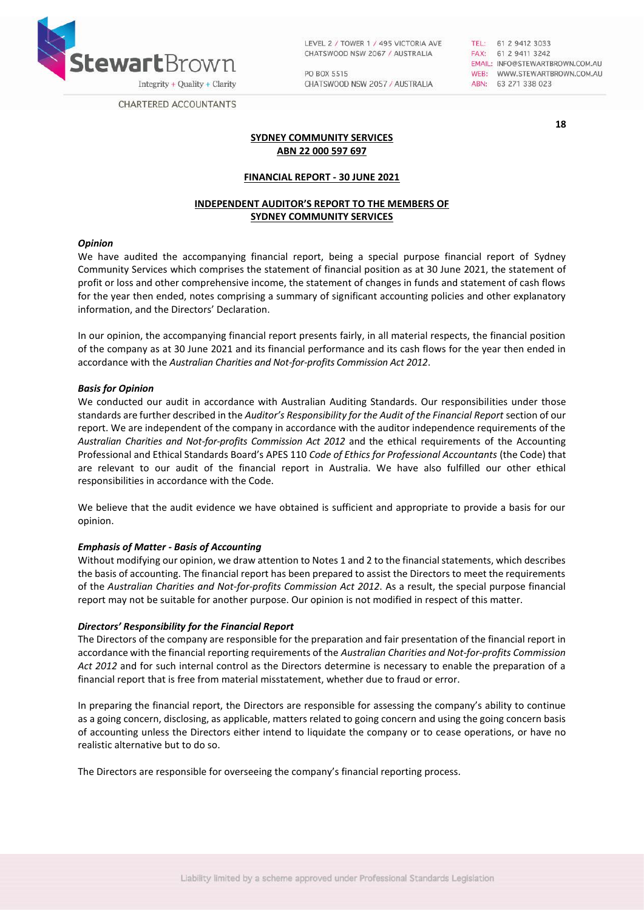**SYDNEY COMMUNITY SERVICES**
**ABN 22 000 597 697**

**FINANCIAL REPORT - 30 JUNE 2021**

**INDEPENDENT AUDITOR'S REPORT TO THE MEMBERS OF SYDNEY COMMUNITY SERVICES**

***Opinion***

We have audited the accompanying financial report, being a special purpose financial report of Sydney Community Services which comprises the statement of financial position as at 30 June 2021, the statement of profit or loss and other comprehensive income, the statement of changes in funds and statement of cash flows for the year then ended, notes comprising a summary of significant accounting policies and other explanatory information, and the Directors' Declaration.

In our opinion, the accompanying financial report presents fairly, in all material respects, the financial position of the company as at 30 June 2021 and its financial performance and its cash flows for the year then ended in accordance with the *Australian Charities and Not-for-profits Commission Act 2012*.

***Basis for Opinion***

We conducted our audit in accordance with Australian Auditing Standards. Our responsibilities under those standards are further described in the *Auditor's Responsibility for the Audit of the Financial Report* section of our report. We are independent of the company in accordance with the auditor independence requirements of the *Australian Charities and Not-for-profits Commission Act 2012* and the ethical requirements of the Accounting Professional and Ethical Standards Board's APES 110 *Code of Ethics for Professional Accountants* (the Code) that are relevant to our audit of the financial report in Australia. We have also fulfilled our other ethical responsibilities in accordance with the Code.

We believe that the audit evidence we have obtained is sufficient and appropriate to provide a basis for our opinion.

***Emphasis of Matter - Basis of Accounting***

Without modifying our opinion, we draw attention to Notes 1 and 2 to the financial statements, which describes the basis of accounting. The financial report has been prepared to assist the Directors to meet the requirements of the *Australian Charities and Not-for-profits Commission Act 2012*. As a result, the special purpose financial report may not be suitable for another purpose. Our opinion is not modified in respect of this matter.

***Directors' Responsibility for the Financial Report***

The Directors of the company are responsible for the preparation and fair presentation of the financial report in accordance with the financial reporting requirements of the *Australian Charities and Not-for-profits Commission Act 2012* and for such internal control as the Directors determine is necessary to enable the preparation of a financial report that is free from material misstatement, whether due to fraud or error.

In preparing the financial report, the Directors are responsible for assessing the company's ability to continue as a going concern, disclosing, as applicable, matters related to going concern and using the going concern basis of accounting unless the Directors either intend to liquidate the company or to cease operations, or have no realistic alternative but to do so.

The Directors are responsible for overseeing the company's financial reporting process.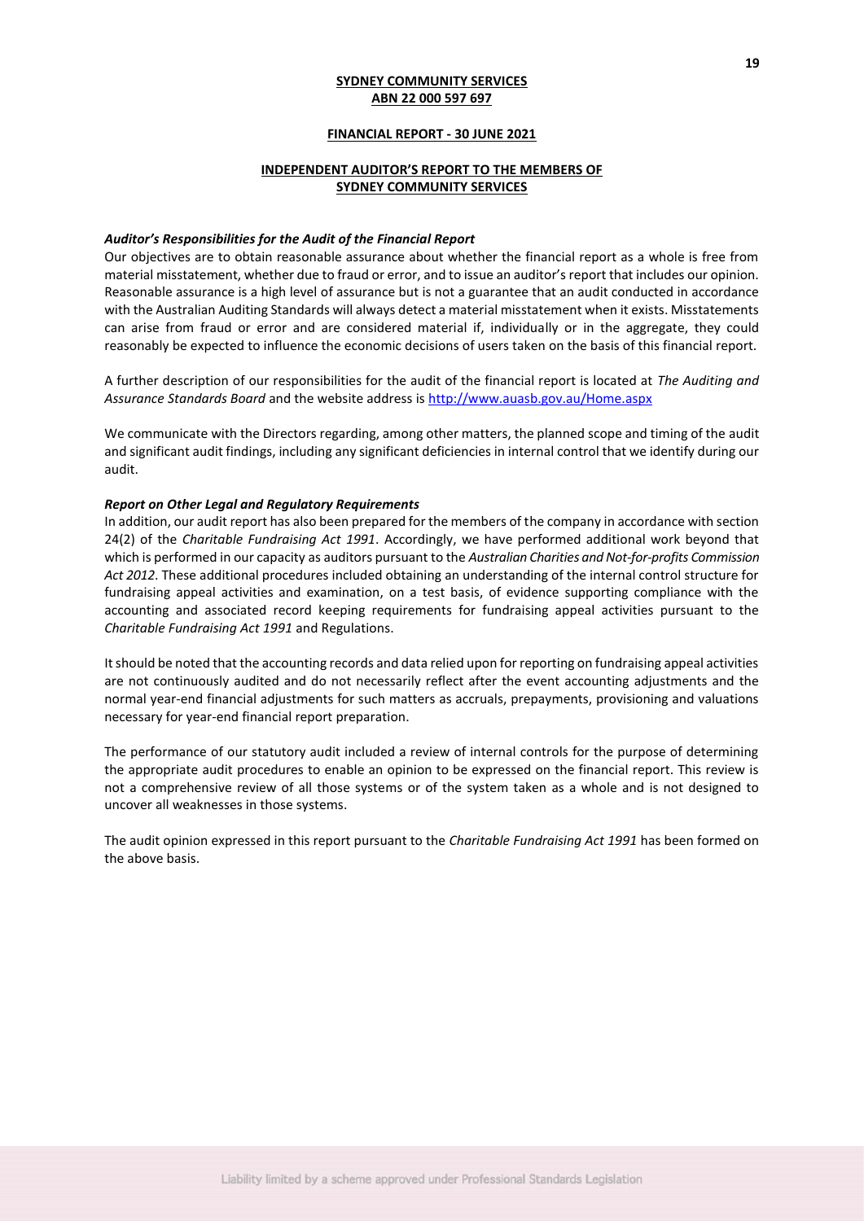**SYDNEY COMMUNITY SERVICES**
**ABN 22 000 597 697**

**FINANCIAL REPORT - 30 JUNE 2021**

**INDEPENDENT AUDITOR'S REPORT TO THE MEMBERS OF SYDNEY COMMUNITY SERVICES**

***Auditor's Responsibilities for the Audit of the Financial Report***

Our objectives are to obtain reasonable assurance about whether the financial report as a whole is free from material misstatement, whether due to fraud or error, and to issue an auditor's report that includes our opinion. Reasonable assurance is a high level of assurance but is not a guarantee that an audit conducted in accordance with the Australian Auditing Standards will always detect a material misstatement when it exists. Misstatements can arise from fraud or error and are considered material if, individually or in the aggregate, they could reasonably be expected to influence the economic decisions of users taken on the basis of this financial report.

A further description of our responsibilities for the audit of the financial report is located at *The Auditing and Assurance Standards Board* and the website address is http://www.auasb.gov.au/Home.aspx

We communicate with the Directors regarding, among other matters, the planned scope and timing of the audit and significant audit findings, including any significant deficiencies in internal control that we identify during our audit.

***Report on Other Legal and Regulatory Requirements***

In addition, our audit report has also been prepared for the members of the company in accordance with section 24(2) of the *Charitable Fundraising Act 1991*. Accordingly, we have performed additional work beyond that which is performed in our capacity as auditors pursuant to the *Australian Charities and Not-for-profits Commission Act 2012*. These additional procedures included obtaining an understanding of the internal control structure for fundraising appeal activities and examination, on a test basis, of evidence supporting compliance with the accounting and associated record keeping requirements for fundraising appeal activities pursuant to the *Charitable Fundraising Act 1991* and Regulations.

It should be noted that the accounting records and data relied upon for reporting on fundraising appeal activities are not continuously audited and do not necessarily reflect after the event accounting adjustments and the normal year-end financial adjustments for such matters as accruals, prepayments, provisioning and valuations necessary for year-end financial report preparation.

The performance of our statutory audit included a review of internal controls for the purpose of determining the appropriate audit procedures to enable an opinion to be expressed on the financial report. This review is not a comprehensive review of all those systems or of the system taken as a whole and is not designed to uncover all weaknesses in those systems.

The audit opinion expressed in this report pursuant to the *Charitable Fundraising Act 1991* has been formed on the above basis.

Liability limited by a scheme approved under Professional Standards Legislation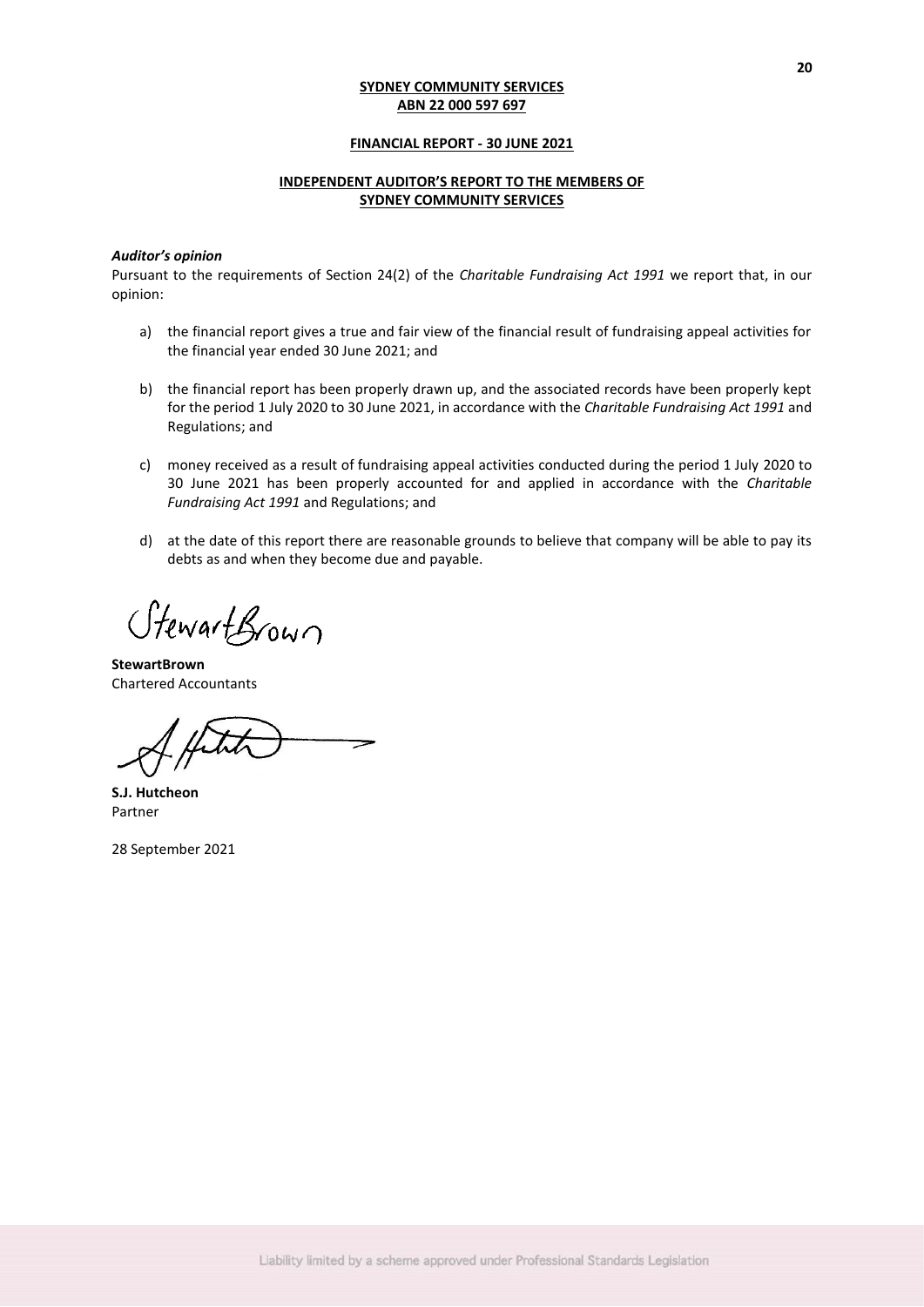**SYDNEY COMMUNITY SERVICES**
**ABN 22 000 597 697**

**FINANCIAL REPORT - 30 JUNE 2021**

**INDEPENDENT AUDITOR'S REPORT TO THE MEMBERS OF SYDNEY COMMUNITY SERVICES**

***Auditor's opinion***

Pursuant to the requirements of Section 24(2) of the *Charitable Fundraising Act 1991* we report that, in our opinion:

a) the financial report gives a true and fair view of the financial result of fundraising appeal activities for the financial year ended 30 June 2021; and

b) the financial report has been properly drawn up, and the associated records have been properly kept for the period 1 July 2020 to 30 June 2021, in accordance with the *Charitable Fundraising Act 1991* and Regulations; and

c) money received as a result of fundraising appeal activities conducted during the period 1 July 2020 to 30 June 2021 has been properly accounted for and applied in accordance with the *Charitable Fundraising Act 1991* and Regulations; and

d) at the date of this report there are reasonable grounds to believe that company will be able to pay its debts as and when they become due and payable.

**StewartBrown**
Chartered Accountants

**S.J. Hutcheon**
Partner

28 September 2021

Liability limited by a scheme approved under Professional Standards Legislation